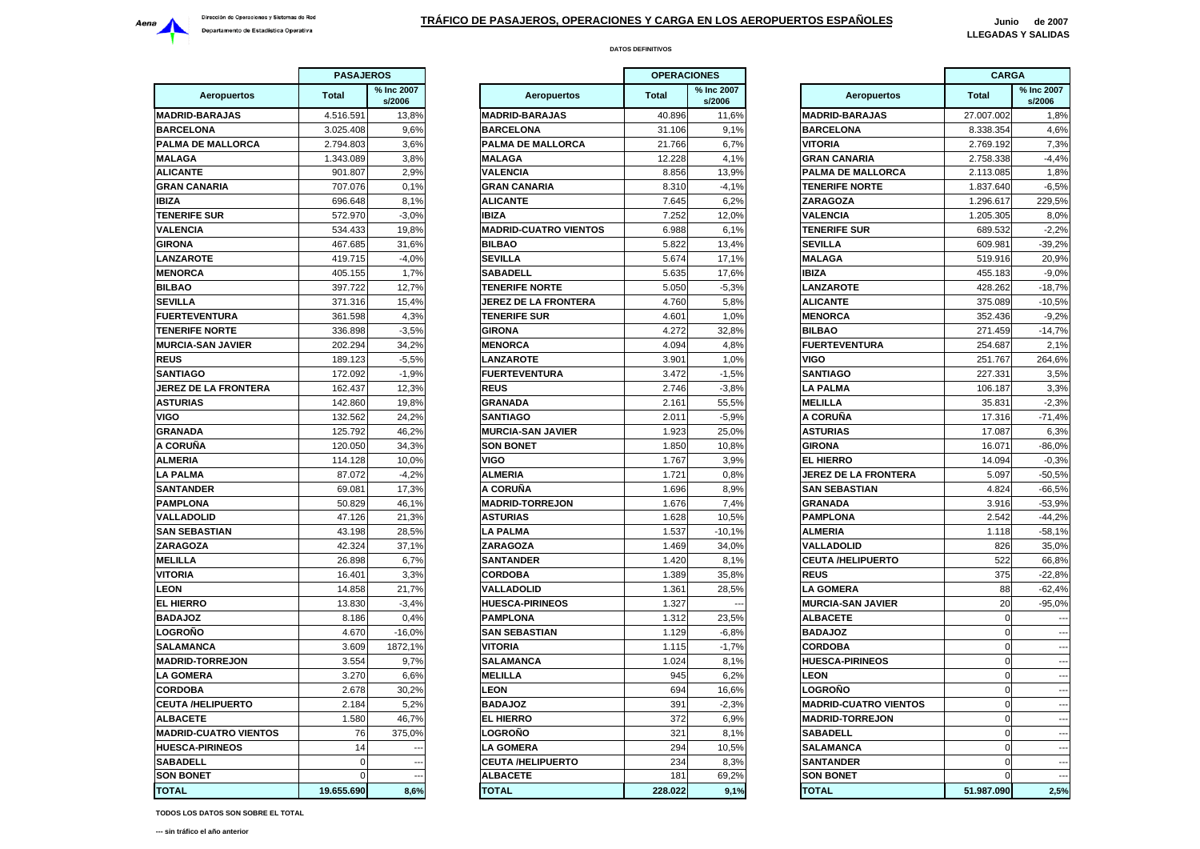Dirección de Operaciones y Sistemas de Red

Departamento de Estadística Operativa

# TRÁFICO DE PASAJEROS, OPERACIONES Y CARGA EN LOS AEROPUERTOS ESPAÑOLES

**Junio de 2007**
**LLEGADAS Y SALIDAS**

DATOS DEFINITIVOS

| | PASAJEROS | |
|---|---|---|
| Aeropuertos | Total | % Inc 2007 s/2006 |
| MADRID-BARAJAS | 4.516.591 | 13,8% |
| BARCELONA | 3.025.408 | 9,6% |
| PALMA DE MALLORCA | 2.794.803 | 3,6% |
| MALAGA | 1.343.089 | 3,8% |
| ALICANTE | 901.807 | 2,9% |
| GRAN CANARIA | 707.076 | 0,1% |
| IBIZA | 696.648 | 8,1% |
| TENERIFE SUR | 572.970 | -3,0% |
| VALENCIA | 534.433 | 19,8% |
| GIRONA | 467.685 | 31,6% |
| LANZAROTE | 419.715 | -4,0% |
| MENORCA | 405.155 | 1,7% |
| BILBAO | 397.722 | 12,7% |
| SEVILLA | 371.316 | 15,4% |
| FUERTEVENTURA | 361.598 | 4,3% |
| TENERIFE NORTE | 336.898 | -3,5% |
| MURCIA-SAN JAVIER | 202.294 | 34,2% |
| REUS | 189.123 | -5,5% |
| SANTIAGO | 172.092 | -1,9% |
| JEREZ DE LA FRONTERA | 162.437 | 12,3% |
| ASTURIAS | 142.860 | 19,8% |
| VIGO | 132.562 | 24,2% |
| GRANADA | 125.792 | 46,2% |
| A CORUÑA | 120.050 | 34,3% |
| ALMERIA | 114.128 | 10,0% |
| LA PALMA | 87.072 | -4,2% |
| SANTANDER | 69.081 | 17,3% |
| PAMPLONA | 50.829 | 46,1% |
| VALLADOLID | 47.126 | 21,3% |
| SAN SEBASTIAN | 43.198 | 28,5% |
| ZARAGOZA | 42.324 | 37,1% |
| MELILLA | 26.898 | 6,7% |
| VITORIA | 16.401 | 3,3% |
| LEON | 14.858 | 21,7% |
| EL HIERRO | 13.830 | -3,4% |
| BADAJOZ | 8.186 | 0,4% |
| LOGROÑO | 4.670 | -16,0% |
| SALAMANCA | 3.609 | 1872,1% |
| MADRID-TORREJON | 3.554 | 9,7% |
| LA GOMERA | 3.270 | 6,6% |
| CORDOBA | 2.678 | 30,2% |
| CEUTA /HELIPUERTO | 2.184 | 5,2% |
| ALBACETE | 1.580 | 46,7% |
| MADRID-CUATRO VIENTOS | 76 | 375,0% |
| HUESCA-PIRINEOS | 14 | --- |
| SABADELL | 0 | --- |
| SON BONET | 0 | --- |
| **TOTAL** | **19.655.690** | **8,6%** |

| | OPERACIONES | |
|---|---|---|
| Aeropuertos | Total | % Inc 2007 s/2006 |
| MADRID-BARAJAS | 40.896 | 11,6% |
| BARCELONA | 31.106 | 9,1% |
| PALMA DE MALLORCA | 21.766 | 6,7% |
| MALAGA | 12.228 | 4,1% |
| VALENCIA | 8.856 | 13,9% |
| GRAN CANARIA | 8.310 | -4,1% |
| ALICANTE | 7.645 | 6,2% |
| IBIZA | 7.252 | 12,0% |
| MADRID-CUATRO VIENTOS | 6.988 | 6,1% |
| BILBAO | 5.822 | 13,4% |
| SEVILLA | 5.674 | 17,1% |
| SABADELL | 5.635 | 17,6% |
| TENERIFE NORTE | 5.050 | -5,3% |
| JEREZ DE LA FRONTERA | 4.760 | 5,8% |
| TENERIFE SUR | 4.601 | 1,0% |
| GIRONA | 4.272 | 32,8% |
| MENORCA | 4.094 | 4,8% |
| LANZAROTE | 3.901 | 1,0% |
| FUERTEVENTURA | 3.472 | -1,5% |
| REUS | 2.746 | -3,8% |
| GRANADA | 2.161 | 55,5% |
| SANTIAGO | 2.011 | -5,9% |
| MURCIA-SAN JAVIER | 1.923 | 25,0% |
| SON BONET | 1.850 | 10,8% |
| VIGO | 1.767 | 3,9% |
| ALMERIA | 1.721 | 0,8% |
| A CORUÑA | 1.696 | 8,9% |
| MADRID-TORREJON | 1.676 | 7,4% |
| ASTURIAS | 1.628 | 10,5% |
| LA PALMA | 1.537 | -10,1% |
| ZARAGOZA | 1.469 | 34,0% |
| SANTANDER | 1.420 | 8,1% |
| CORDOBA | 1.389 | 35,8% |
| VALLADOLID | 1.361 | 28,5% |
| HUESCA-PIRINEOS | 1.327 | --- |
| PAMPLONA | 1.312 | 23,5% |
| SAN SEBASTIAN | 1.129 | -6,8% |
| VITORIA | 1.115 | -1,7% |
| SALAMANCA | 1.024 | 8,1% |
| MELILLA | 945 | 6,2% |
| LEON | 694 | 16,6% |
| BADAJOZ | 391 | -2,3% |
| EL HIERRO | 372 | 6,9% |
| LOGROÑO | 321 | 8,1% |
| LA GOMERA | 294 | 10,5% |
| CEUTA /HELIPUERTO | 234 | 8,3% |
| ALBACETE | 181 | 69,2% |
| **TOTAL** | **228.022** | **9,1%** |

| | CARGA | |
|---|---|---|
| Aeropuertos | Total | % Inc 2007 s/2006 |
| MADRID-BARAJAS | 27.007.002 | 1,8% |
| BARCELONA | 8.338.354 | 4,6% |
| VITORIA | 2.769.192 | 7,3% |
| GRAN CANARIA | 2.758.338 | -4,4% |
| PALMA DE MALLORCA | 2.113.085 | 1,8% |
| TENERIFE NORTE | 1.837.640 | -6,5% |
| ZARAGOZA | 1.296.617 | 229,5% |
| VALENCIA | 1.205.305 | 8,0% |
| TENERIFE SUR | 689.532 | -2,2% |
| SEVILLA | 609.981 | -39,2% |
| MALAGA | 519.916 | 20,9% |
| IBIZA | 455.183 | -9,0% |
| LANZAROTE | 428.262 | -18,7% |
| ALICANTE | 375.089 | -10,5% |
| MENORCA | 352.436 | -9,2% |
| BILBAO | 271.459 | -14,7% |
| FUERTEVENTURA | 254.687 | 2,1% |
| VIGO | 251.767 | 264,6% |
| SANTIAGO | 227.331 | 3,5% |
| LA PALMA | 106.187 | 3,3% |
| MELILLA | 35.831 | -2,3% |
| A CORUÑA | 17.316 | -71,4% |
| ASTURIAS | 17.087 | 6,3% |
| GIRONA | 16.071 | -86,0% |
| EL HIERRO | 14.094 | -0,3% |
| JEREZ DE LA FRONTERA | 5.097 | -50,5% |
| SAN SEBASTIAN | 4.824 | -66,5% |
| GRANADA | 3.916 | -53,9% |
| PAMPLONA | 2.542 | -44,2% |
| ALMERIA | 1.118 | -58,1% |
| VALLADOLID | 826 | 35,0% |
| CEUTA /HELIPUERTO | 522 | 66,8% |
| REUS | 375 | -22,8% |
| LA GOMERA | 88 | -62,4% |
| MURCIA-SAN JAVIER | 20 | -95,0% |
| ALBACETE | 0 | --- |
| BADAJOZ | 0 | --- |
| CORDOBA | 0 | --- |
| HUESCA-PIRINEOS | 0 | --- |
| LEON | 0 | --- |
| LOGROÑO | 0 | --- |
| MADRID-CUATRO VIENTOS | 0 | --- |
| MADRID-TORREJON | 0 | --- |
| SABADELL | 0 | --- |
| SALAMANCA | 0 | --- |
| SANTANDER | 0 | --- |
| SON BONET | 0 | --- |
| **TOTAL** | **51.987.090** | **2,5%** |

TODOS LOS DATOS SON SOBRE EL TOTAL

--- sin tráfico el año anterior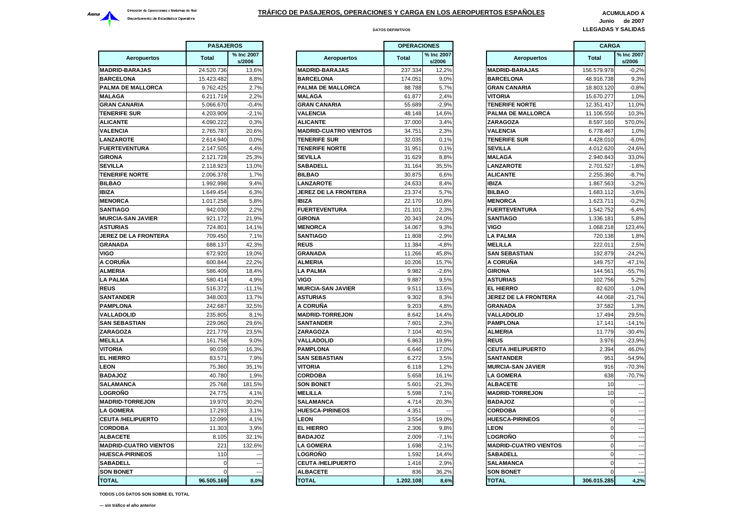Aena

Dirección de Operaciones y Sistemas de Red

Departamento de Estadística Operativa

# TRÁFICO DE PASAJEROS, OPERACIONES Y CARGA EN LOS AEROPUERTOS ESPAÑOLES

**ACUMULADO A Junio de 2007**

**LLEGADAS Y SALIDAS**

DATOS DEFINITIVOS

| | PASAJEROS | |
|---|---|---|
| **Aeropuertos** | **Total** | **% Inc 2007 s/2006** |
| MADRID-BARAJAS | 24.520.736 | 13,6% |
| BARCELONA | 15.423.482 | 8,8% |
| PALMA DE MALLORCA | 9.762.425 | 2,7% |
| MALAGA | 6.211.719 | 2,2% |
| GRAN CANARIA | 5.066.670 | -0,4% |
| TENERIFE SUR | 4.203.909 | -2,1% |
| ALICANTE | 4.090.222 | 0,3% |
| VALENCIA | 2.765.787 | 20,6% |
| LANZAROTE | 2.614.940 | 0,0% |
| FUERTEVENTURA | 2.147.505 | 4,4% |
| GIRONA | 2.121.728 | 25,3% |
| SEVILLA | 2.118.923 | 13,0% |
| TENERIFE NORTE | 2.006.378 | 1,7% |
| BILBAO | 1.992.998 | 9,4% |
| IBIZA | 1.649.454 | 6,3% |
| MENORCA | 1.017.258 | 5,8% |
| SANTIAGO | 942.030 | 2,2% |
| MURCIA-SAN JAVIER | 921.172 | 21,9% |
| ASTURIAS | 724.801 | 14,1% |
| JEREZ DE LA FRONTERA | 709.450 | 7,1% |
| GRANADA | 688.137 | 42,3% |
| VIGO | 672.920 | 19,0% |
| A CORUÑA | 600.844 | 22,2% |
| ALMERIA | 586.409 | 18,4% |
| LA PALMA | 580.414 | 4,9% |
| REUS | 516.372 | -11,1% |
| SANTANDER | 348.003 | 13,7% |
| PAMPLONA | 242.687 | 32,5% |
| VALLADOLID | 235.805 | 8,1% |
| SAN SEBASTIAN | 229.060 | 29,6% |
| ZARAGOZA | 221.779 | 23,5% |
| MELILLA | 161.758 | 9,0% |
| VITORIA | 90.039 | 16,3% |
| EL HIERRO | 83.571 | 7,9% |
| LEON | 75.360 | 35,1% |
| BADAJOZ | 40.780 | 1,9% |
| SALAMANCA | 25.768 | 181,5% |
| LOGROÑO | 24.775 | 4,1% |
| MADRID-TORREJON | 19.970 | 30,2% |
| LA GOMERA | 17.293 | 3,1% |
| CEUTA /HELIPUERTO | 12.099 | 4,1% |
| CORDOBA | 11.303 | 3,9% |
| ALBACETE | 8.105 | 32,1% |
| MADRID-CUATRO VIENTOS | 221 | 132,6% |
| HUESCA-PIRINEOS | 110 | --- |
| SABADELL | 0 | --- |
| SON BONET | 0 | --- |
| **TOTAL** | **96.505.169** | **8,0%** |

| | OPERACIONES | |
|---|---|---|
| **Aeropuertos** | **Total** | **% Inc 2007 s/2006** |
| MADRID-BARAJAS | 237.334 | 12,2% |
| BARCELONA | 174.051 | 9,0% |
| PALMA DE MALLORCA | 88.788 | 5,7% |
| MALAGA | 61.877 | 2,4% |
| GRAN CANARIA | 55.689 | -2,9% |
| VALENCIA | 48.148 | 14,6% |
| ALICANTE | 37.000 | 3,4% |
| MADRID-CUATRO VIENTOS | 34.751 | 2,3% |
| TENERIFE SUR | 32.035 | 0,1% |
| TENERIFE NORTE | 31.951 | 0,1% |
| SEVILLA | 31.629 | 8,8% |
| SABADELL | 31.164 | 35,5% |
| BILBAO | 30.875 | 6,6% |
| LANZAROTE | 24.633 | 8,4% |
| JEREZ DE LA FRONTERA | 23.374 | 5,7% |
| IBIZA | 22.170 | 10,8% |
| FUERTEVENTURA | 21.101 | 2,3% |
| GIRONA | 20.343 | 24,0% |
| MENORCA | 14.067 | 9,3% |
| SANTIAGO | 11.808 | -2,9% |
| REUS | 11.384 | -4,8% |
| GRANADA | 11.266 | 45,8% |
| ALMERIA | 10.206 | 15,7% |
| LA PALMA | 9.982 | -2,6% |
| VIGO | 9.887 | 9,5% |
| MURCIA-SAN JAVIER | 9.511 | 13,6% |
| ASTURIAS | 9.302 | 8,3% |
| A CORUÑA | 9.203 | 4,8% |
| MADRID-TORREJON | 8.642 | 14,4% |
| SANTANDER | 7.601 | 2,3% |
| ZARAGOZA | 7.104 | 40,5% |
| VALLADOLID | 6.863 | 19,9% |
| PAMPLONA | 6.646 | 17,0% |
| SAN SEBASTIAN | 6.272 | 3,5% |
| VITORIA | 6.118 | 1,2% |
| CORDOBA | 5.658 | 16,1% |
| SON BONET | 5.601 | -21,3% |
| MELILLA | 5.598 | 7,1% |
| SALAMANCA | 4.714 | 20,3% |
| HUESCA-PIRINEOS | 4.351 | --- |
| LEON | 3.554 | 19,0% |
| EL HIERRO | 2.306 | 9,8% |
| BADAJOZ | 2.009 | -7,1% |
| LA GOMERA | 1.698 | -2,1% |
| LOGROÑO | 1.592 | 14,4% |
| CEUTA /HELIPUERTO | 1.416 | 2,9% |
| ALBACETE | 836 | 36,2% |
| **TOTAL** | **1.202.108** | **8,6%** |

| | CARGA | |
|---|---|---|
| **Aeropuertos** | **Total** | **% Inc 2007 s/2006** |
| MADRID-BARAJAS | 156.579.978 | -0,2% |
| BARCELONA | 48.916.738 | 9,3% |
| GRAN CANARIA | 18.803.120 | -0,8% |
| VITORIA | 15.670.277 | 1,0% |
| TENERIFE NORTE | 12.351.417 | 11,0% |
| PALMA DE MALLORCA | 11.106.550 | 10,3% |
| ZARAGOZA | 8.597.160 | 570,0% |
| VALENCIA | 6.778.467 | 1,0% |
| TENERIFE SUR | 4.428.010 | -6,0% |
| SEVILLA | 4.012.620 | -24,6% |
| MALAGA | 2.940.843 | 33,0% |
| LANZAROTE | 2.701.527 | -1,8% |
| ALICANTE | 2.255.360 | -8,7% |
| IBIZA | 1.867.563 | -3,2% |
| BILBAO | 1.683.112 | -3,6% |
| MENORCA | 1.623.711 | -0,2% |
| FUERTEVENTURA | 1.542.752 | -6,4% |
| SANTIAGO | 1.336.181 | 5,8% |
| VIGO | 1.068.218 | 123,4% |
| LA PALMA | 720.138 | 1,8% |
| MELILLA | 222.011 | 2,5% |
| SAN SEBASTIAN | 192.879 | -24,2% |
| A CORUÑA | 149.757 | -47,1% |
| GIRONA | 144.561 | -55,7% |
| ASTURIAS | 102.756 | 5,2% |
| EL HIERRO | 82.620 | -1,0% |
| JEREZ DE LA FRONTERA | 44.068 | -21,7% |
| GRANADA | 37.582 | 1,3% |
| VALLADOLID | 17.494 | 29,5% |
| PAMPLONA | 17.141 | -14,1% |
| ALMERIA | 11.779 | -30,4% |
| REUS | 3.976 | -23,9% |
| CEUTA /HELIPUERTO | 2.394 | 46,0% |
| SANTANDER | 951 | -54,9% |
| MURCIA-SAN JAVIER | 916 | -70,3% |
| LA GOMERA | 638 | -70,7% |
| ALBACETE | 10 | --- |
| MADRID-TORREJON | 10 | --- |
| BADAJOZ | 0 | --- |
| CORDOBA | 0 | --- |
| HUESCA-PIRINEOS | 0 | --- |
| LEON | 0 | --- |
| LOGROÑO | 0 | --- |
| MADRID-CUATRO VIENTOS | 0 | --- |
| SABADELL | 0 | --- |
| SALAMANCA | 0 | --- |
| SON BONET | 0 | --- |
| **TOTAL** | **306.015.285** | **4,2%** |

TODOS LOS DATOS SON SOBRE EL TOTAL

--- sin tráfico el año anterior